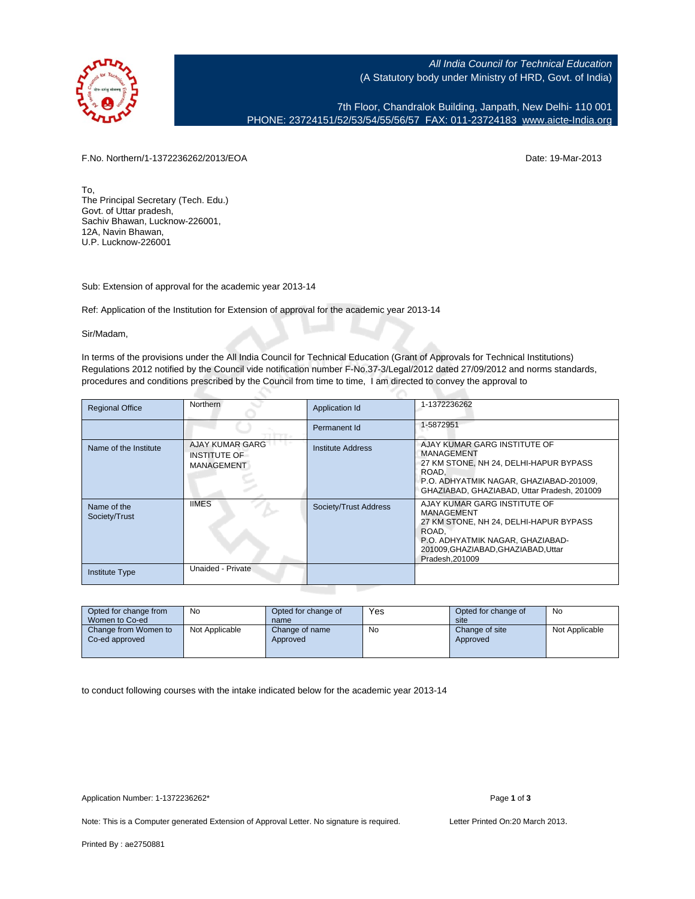*All India Council for Technical Education*
(A Statutory body under Ministry of HRD, Govt. of India)

7th Floor, Chandralok Building, Janpath, New Delhi- 110 001
PHONE: 23724151/52/53/54/55/56/57 FAX: 011-23724183 www.aicte-India.org

F.No. Northern/1-1372236262/2013/EOA

Date: 19-Mar-2013

To,
The Principal Secretary (Tech. Edu.)
Govt. of Uttar pradesh,
Sachiv Bhawan, Lucknow-226001,
12A, Navin Bhawan,
U.P. Lucknow-226001

Sub: Extension of approval for the academic year 2013-14

Ref: Application of the Institution for Extension of approval for the academic year 2013-14

Sir/Madam,

In terms of the provisions under the All India Council for Technical Education (Grant of Approvals for Technical Institutions) Regulations 2012 notified by the Council vide notification number F-No.37-3/Legal/2012 dated 27/09/2012 and norms standards, procedures and conditions prescribed by the Council from time to time, I am directed to convey the approval to

| Regional Office | Northern | Application Id | 1-1372236262 |
|---|---|---|---|
| | | Permanent Id | 1-5872951 |
| Name of the Institute | AJAY KUMAR GARG INSTITUTE OF MANAGEMENT | Institute Address | AJAY KUMAR GARG INSTITUTE OF MANAGEMENT 27 KM STONE, NH 24, DELHI-HAPUR BYPASS ROAD, P.O. ADHYATMIK NAGAR, GHAZIABAD-201009, GHAZIABAD, GHAZIABAD, Uttar Pradesh, 201009 |
| Name of the Society/Trust | IIMES | Society/Trust Address | AJAY KUMAR GARG INSTITUTE OF MANAGEMENT 27 KM STONE, NH 24, DELHI-HAPUR BYPASS ROAD, P.O. ADHYATMIK NAGAR, GHAZIABAD-201009,GHAZIABAD,GHAZIABAD,Uttar Pradesh,201009 |
| Institute Type | Unaided - Private | | |

| Opted for change from Women to Co-ed | No | Opted for change of name | Yes | Opted for change of site | No |
|---|---|---|---|---|---|
| Change from Women to Co-ed approved | Not Applicable | Change of name Approved | No | Change of site Approved | Not Applicable |

to conduct following courses with the intake indicated below for the academic year 2013-14

Application Number: 1-1372236262*

Note: This is a Computer generated Extension of Approval Letter. No signature is required.

Letter Printed On:20 March 2013.

Printed By : ae2750881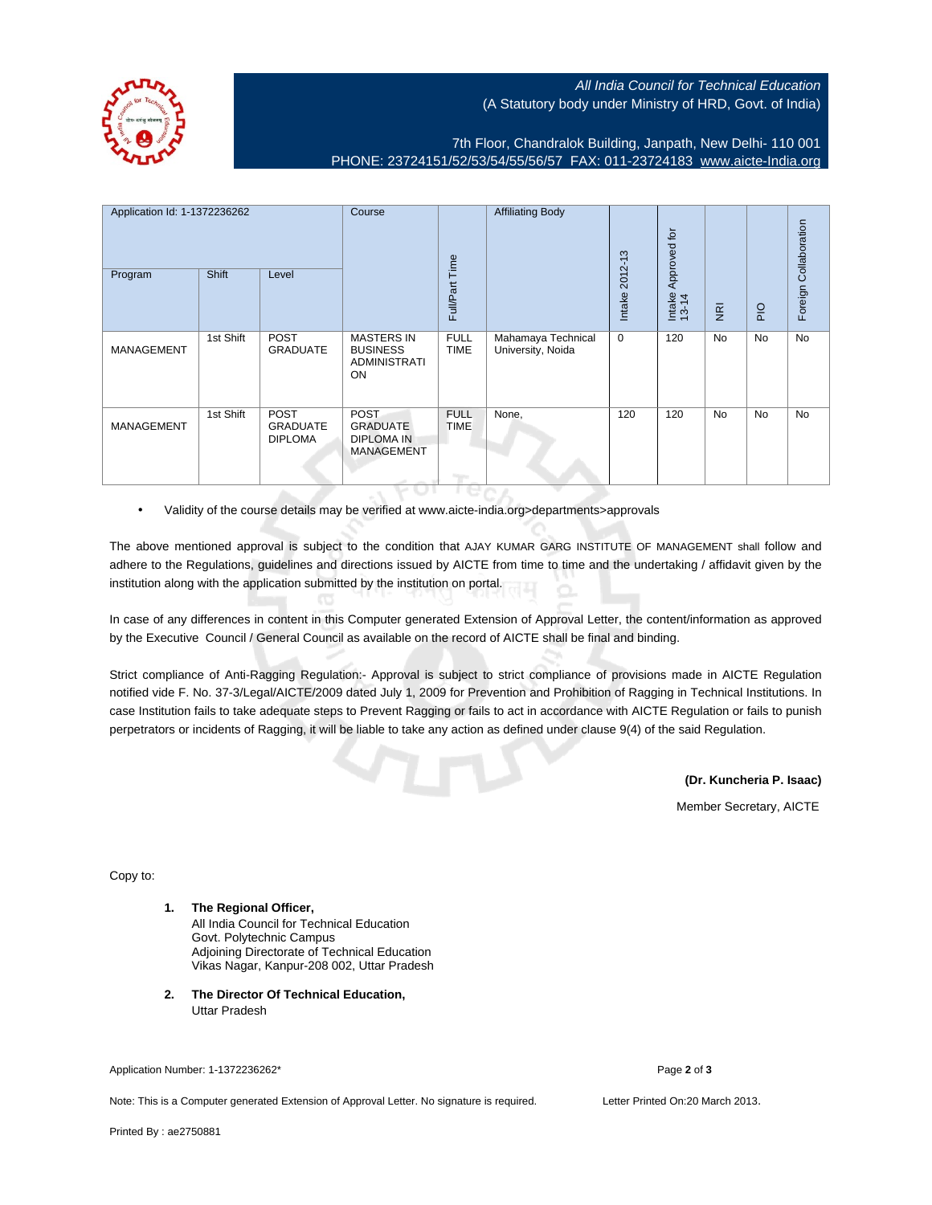*All India Council for Technical Education*
(A Statutory body under Ministry of HRD, Govt. of India)

7th Floor, Chandralok Building, Janpath, New Delhi- 110 001
PHONE: 23724151/52/53/54/55/56/57 FAX: 011-23724183 www.aicte-India.org

| Application Id: 1-1372236262 | | | Course | Full/Part Time | Affiliating Body | Intake 2012-13 | Intake Approved for 13-14 | NRI | PIO | Foreign Collaboration |
|---|---|---|---|---|---|---|---|---|---|---|
| Program | Shift | Level | | | | | | | | |
| MANAGEMENT | 1st Shift | POST GRADUATE | MASTERS IN BUSINESS ADMINISTRATION | FULL TIME | Mahamaya Technical University, Noida | 0 | 120 | No | No | No |
| MANAGEMENT | 1st Shift | POST GRADUATE DIPLOMA | POST GRADUATE DIPLOMA IN MANAGEMENT | FULL TIME | None, | 120 | 120 | No | No | No |

- Validity of the course details may be verified at www.aicte-india.org>departments>approvals

The above mentioned approval is subject to the condition that AJAY KUMAR GARG INSTITUTE OF MANAGEMENT shall follow and adhere to the Regulations, guidelines and directions issued by AICTE from time to time and the undertaking / affidavit given by the institution along with the application submitted by the institution on portal.

In case of any differences in content in this Computer generated Extension of Approval Letter, the content/information as approved by the Executive Council / General Council as available on the record of AICTE shall be final and binding.

Strict compliance of Anti-Ragging Regulation:- Approval is subject to strict compliance of provisions made in AICTE Regulation notified vide F. No. 37-3/Legal/AICTE/2009 dated July 1, 2009 for Prevention and Prohibition of Ragging in Technical Institutions. In case Institution fails to take adequate steps to Prevent Ragging or fails to act in accordance with AICTE Regulation or fails to punish perpetrators or incidents of Ragging, it will be liable to take any action as defined under clause 9(4) of the said Regulation.

**(Dr. Kuncheria P. Isaac)**
Member Secretary, AICTE

Copy to:

1. **The Regional Officer,**
   All India Council for Technical Education
   Govt. Polytechnic Campus
   Adjoining Directorate of Technical Education
   Vikas Nagar, Kanpur-208 002, Uttar Pradesh

2. **The Director Of Technical Education,**
   Uttar Pradesh

Application Number: 1-1372236262*

Note: This is a Computer generated Extension of Approval Letter. No signature is required. Letter Printed On:20 March 2013.

Printed By : ae2750881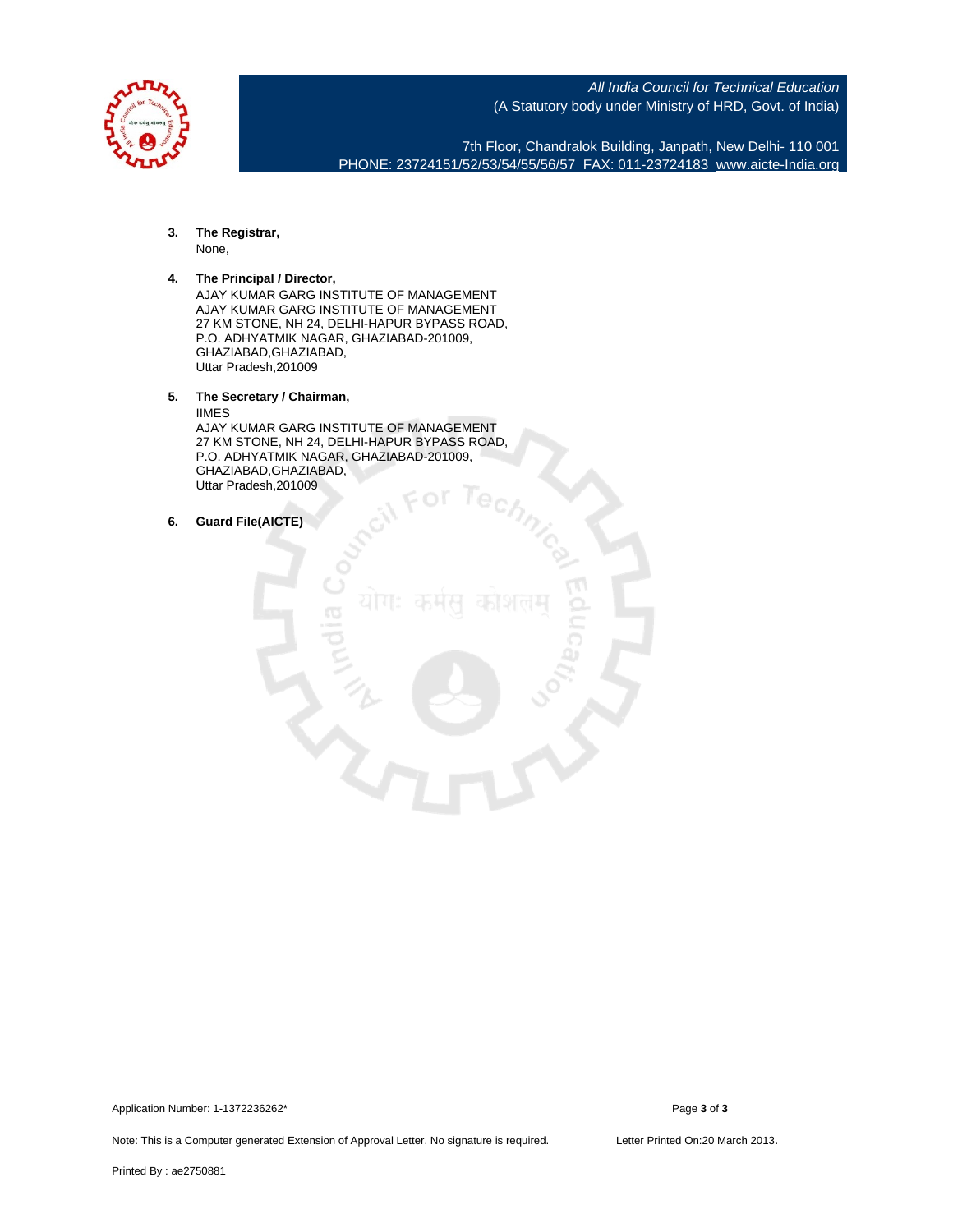3. **The Registrar,**
   None,

4. **The Principal / Director,**
   AJAY KUMAR GARG INSTITUTE OF MANAGEMENT
   AJAY KUMAR GARG INSTITUTE OF MANAGEMENT
   27 KM STONE, NH 24, DELHI-HAPUR BYPASS ROAD,
   P.O. ADHYATMIK NAGAR, GHAZIABAD-201009,
   GHAZIABAD,GHAZIABAD,
   Uttar Pradesh,201009

5. **The Secretary / Chairman,**
   IIMES
   AJAY KUMAR GARG INSTITUTE OF MANAGEMENT
   27 KM STONE, NH 24, DELHI-HAPUR BYPASS ROAD,
   P.O. ADHYATMIK NAGAR, GHAZIABAD-201009,
   GHAZIABAD,GHAZIABAD,
   Uttar Pradesh,201009

6. **Guard File(AICTE)**

Application Number: 1-1372236262*

Note: This is a Computer generated Extension of Approval Letter. No signature is required. Letter Printed On:20 March 2013.

Printed By : ae2750881